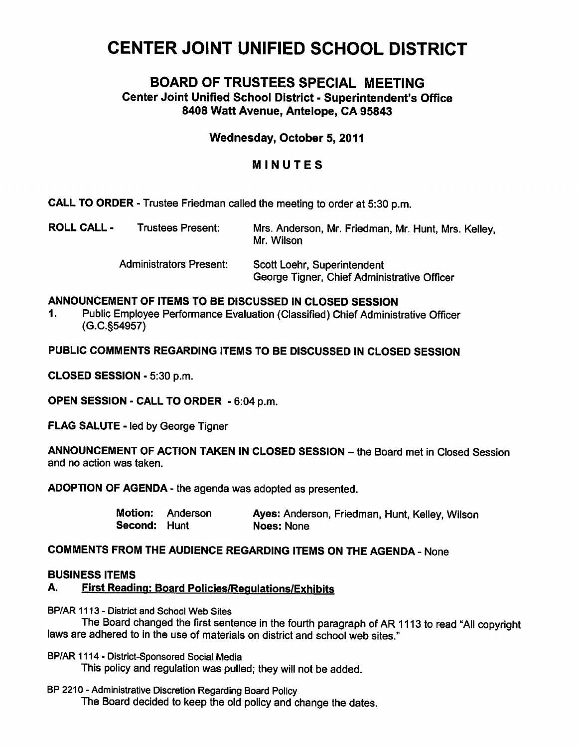# CENTER JOINT UNIFIED SCHOOL DISTRICT

## BOARD OF TRUSTEES SPECIAL MEETING

**Center Joint Unified School District - Superintendent's Office**
**8408 Watt Avenue, Antelope, CA 95843**

**Wednesday, October 5, 2011**

**MINUTES**

**CALL TO ORDER** - Trustee Friedman called the meeting to order at 5:30 p.m.

| | | |
|---|---|---|
| **ROLL CALL -** | Trustees Present: | Mrs. Anderson, Mr. Friedman, Mr. Hunt, Mrs. Kelley, Mr. Wilson |
| | Administrators Present: | Scott Loehr, Superintendent<br>George Tigner, Chief Administrative Officer |

**ANNOUNCEMENT OF ITEMS TO BE DISCUSSED IN CLOSED SESSION**

1. Public Employee Performance Evaluation (Classified) Chief Administrative Officer (G.C.§54957)

**PUBLIC COMMENTS REGARDING ITEMS TO BE DISCUSSED IN CLOSED SESSION**

**CLOSED SESSION** - 5:30 p.m.

**OPEN SESSION - CALL TO ORDER** - 6:04 p.m.

**FLAG SALUTE** - led by George Tigner

**ANNOUNCEMENT OF ACTION TAKEN IN CLOSED SESSION** – the Board met in Closed Session and no action was taken.

**ADOPTION OF AGENDA** - the agenda was adopted as presented.

| | |
|---|---|
| **Motion:** Anderson | **Ayes:** Anderson, Friedman, Hunt, Kelley, Wilson |
| **Second:** Hunt | **Noes:** None |

**COMMENTS FROM THE AUDIENCE REGARDING ITEMS ON THE AGENDA** - None

**BUSINESS ITEMS**

**A. First Reading: Board Policies/Regulations/Exhibits**

BP/AR 1113 - District and School Web Sites

The Board changed the first sentence in the fourth paragraph of AR 1113 to read "All copyright laws are adhered to in the use of materials on district and school web sites."

BP/AR 1114 - District-Sponsored Social Media

This policy and regulation was pulled; they will not be added.

BP 2210 - Administrative Discretion Regarding Board Policy

The Board decided to keep the old policy and change the dates.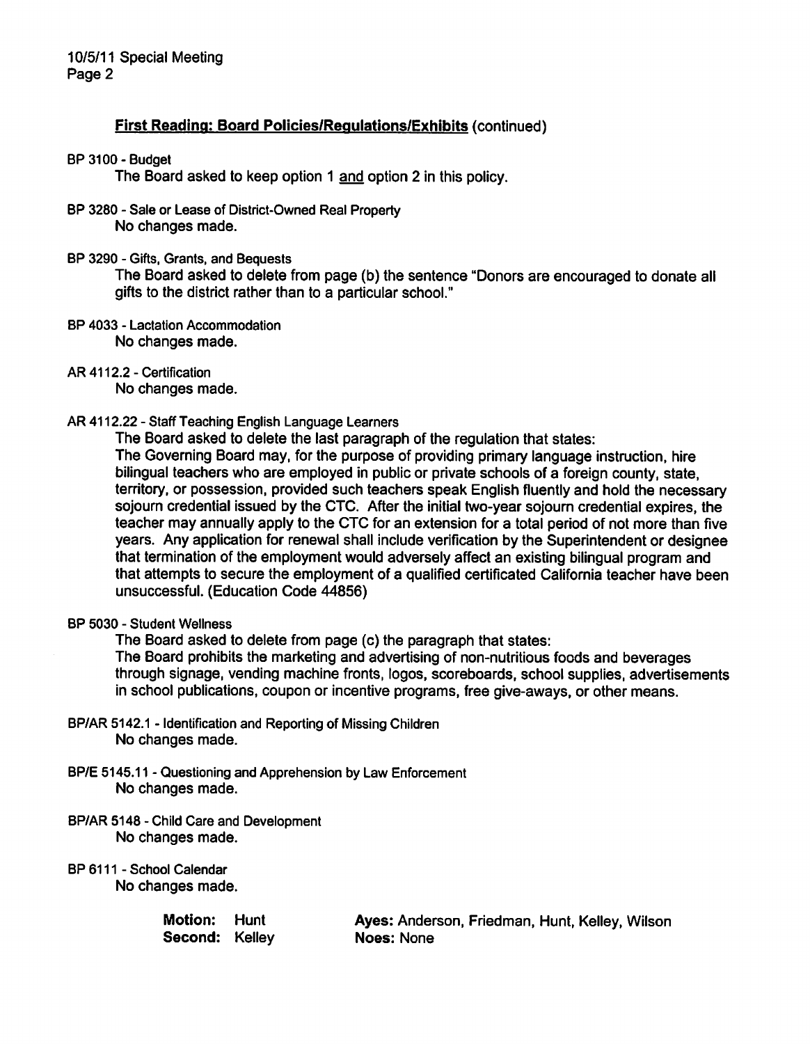### First Reading: Board Policies/Regulations/Exhibits (continued)

BP 3100 - Budget

The Board asked to keep option 1 and option 2 in this policy.

BP 3280 - Sale or Lease of District-Owned Real Property

No changes made.

BP 3290 - Gifts, Grants, and Bequests

The Board asked to delete from page (b) the sentence "Donors are encouraged to donate all gifts to the district rather than to a particular school."

BP 4033 - Lactation Accommodation

No changes made.

AR 4112.2 - Certification

No changes made.

AR 4112.22 - Staff Teaching English Language Learners

The Board asked to delete the last paragraph of the regulation that states:

The Governing Board may, for the purpose of providing primary language instruction, hire bilingual teachers who are employed in public or private schools of a foreign county, state, territory, or possession, provided such teachers speak English fluently and hold the necessary sojourn credential issued by the CTC. After the initial two-year sojourn credential expires, the teacher may annually apply to the CTC for an extension for a total period of not more than five years. Any application for renewal shall include verification by the Superintendent or designee that termination of the employment would adversely affect an existing bilingual program and that attempts to secure the employment of a qualified certificated California teacher have been unsuccessful. (Education Code 44856)

BP 5030 - Student Wellness

The Board asked to delete from page (c) the paragraph that states:

The Board prohibits the marketing and advertising of non-nutritious foods and beverages through signage, vending machine fronts, logos, scoreboards, school supplies, advertisements in school publications, coupon or incentive programs, free give-aways, or other means.

BP/AR 5142.1 - Identification and Reporting of Missing Children

No changes made.

BP/E 5145.11 - Questioning and Apprehension by Law Enforcement

No changes made.

BP/AR 5148 - Child Care and Development

No changes made.

BP 6111 - School Calendar

No changes made.

**Motion:** Hunt
**Second:** Kelley

**Ayes:** Anderson, Friedman, Hunt, Kelley, Wilson
**Noes:** None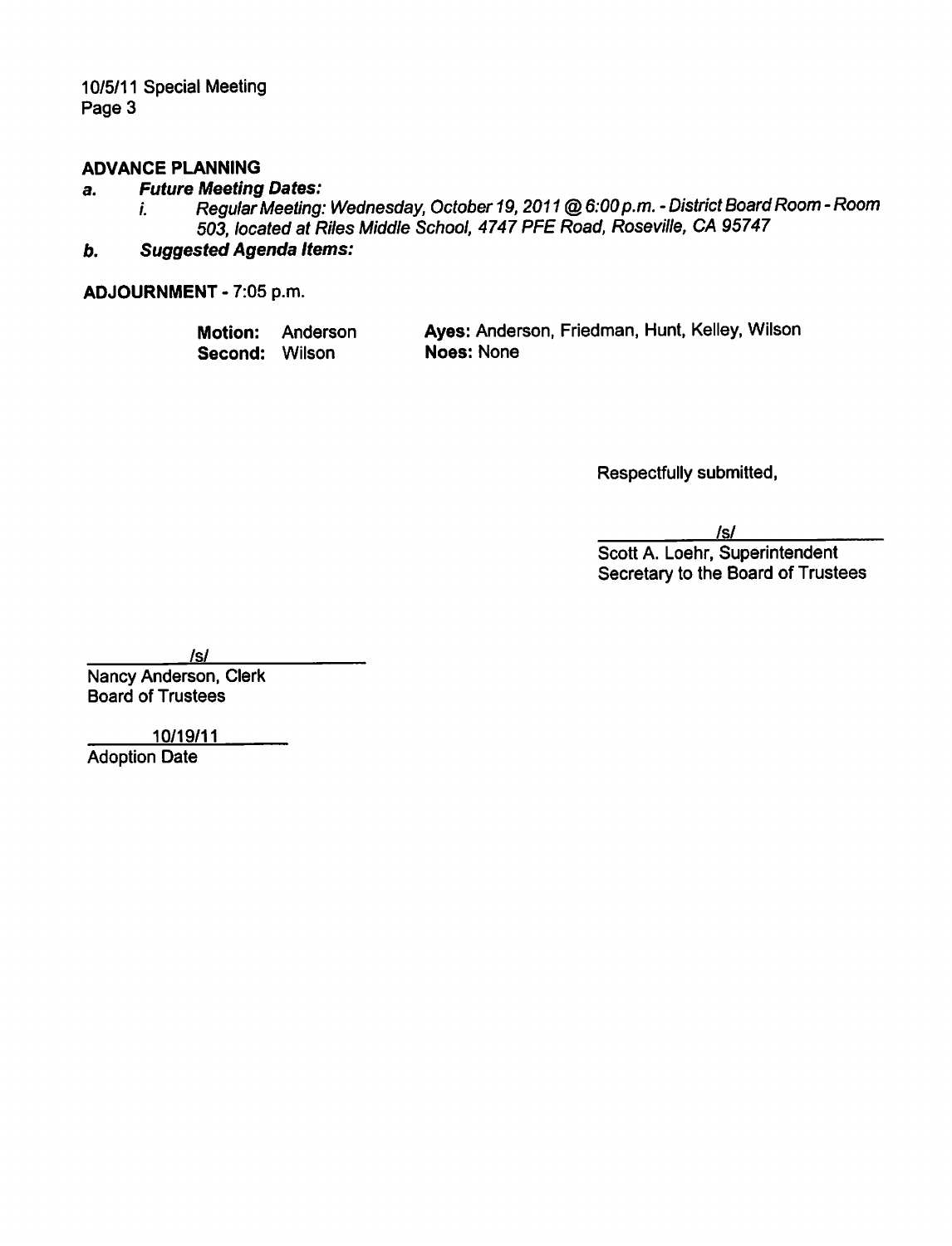## ADVANCE PLANNING

**a. *Future Meeting Dates:***

*i. Regular Meeting: Wednesday, October 19, 2011 @ 6:00 p.m. - District Board Room - Room 503, located at Riles Middle School, 4747 PFE Road, Roseville, CA 95747*

**b. *Suggested Agenda Items:***

## ADJOURNMENT - 7:05 p.m.

**Motion:** Anderson
**Second:** Wilson

**Ayes:** Anderson, Friedman, Hunt, Kelley, Wilson
**Noes:** None

Respectfully submitted,

/s/

Scott A. Loehr, Superintendent
Secretary to the Board of Trustees

/s/

Nancy Anderson, Clerk
Board of Trustees

10/19/11

Adoption Date